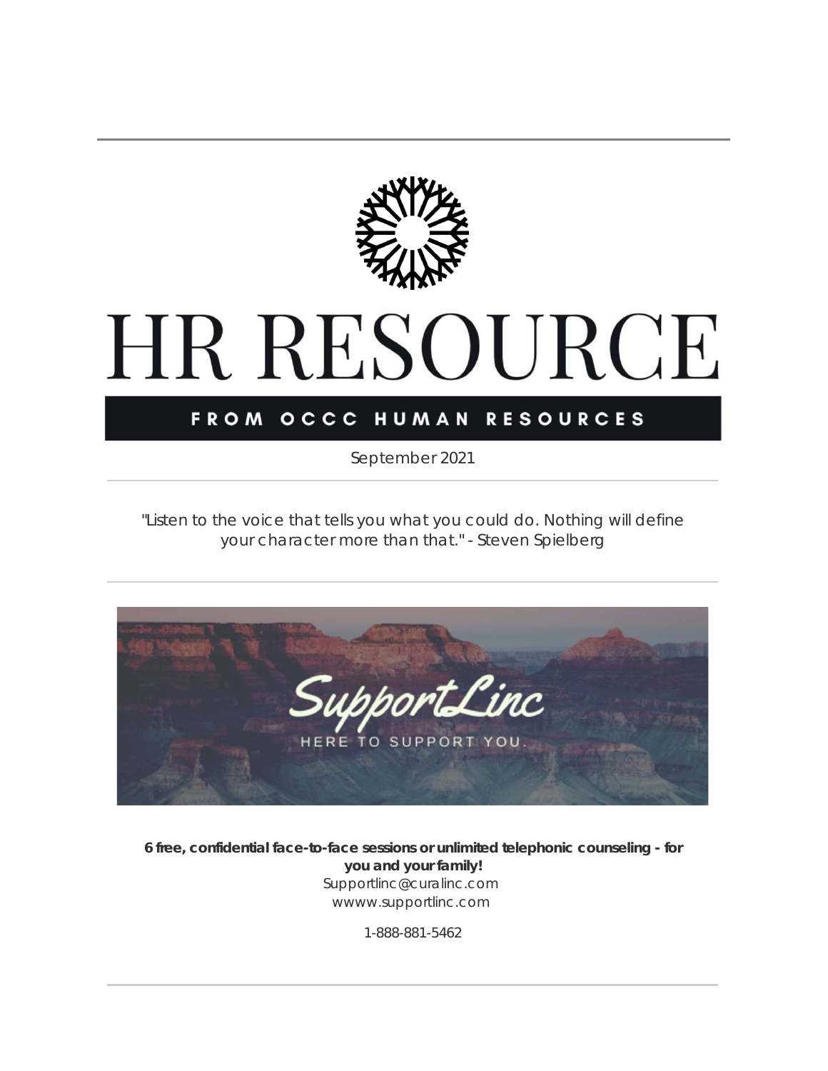# HR RESOURCE

**FROM OCCC HUMAN RESOURCES**

September 2021

---

"Listen to the voice that tells you what you could do. Nothing will define your character more than that." - Steven Spielberg

---

SupportLinc

HERE TO SUPPORT YOU.

**6 free, confidential face-to-face sessions or unlimited telephonic counseling - for you and your family!**

Supportlinc@curalinc.com

wwww.supportlinc.com

1-888-881-5462

---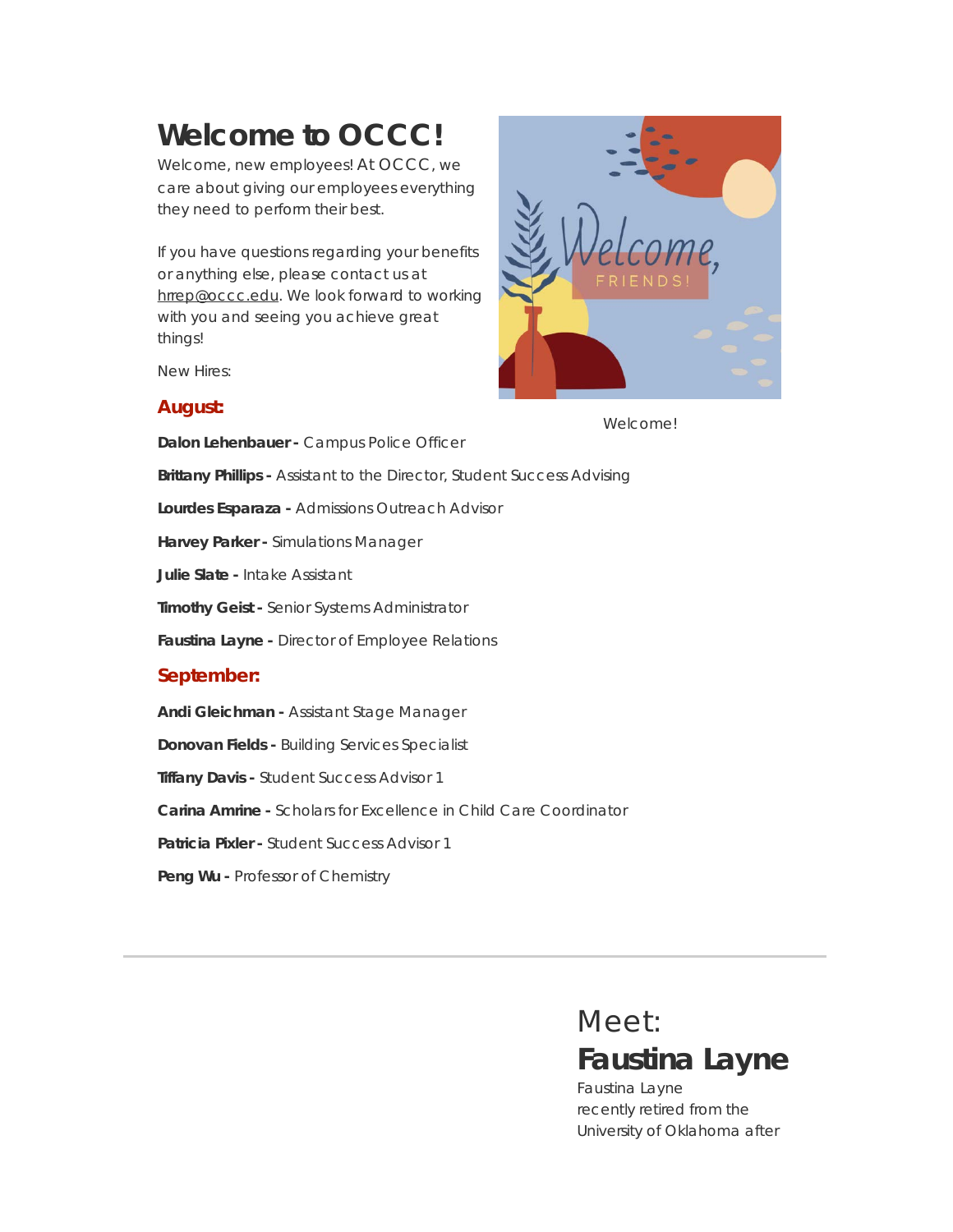# Welcome to OCCC!

Welcome, new employees! At OCCC, we care about giving our employees everything they need to perform their best.

If you have questions regarding your benefits or anything else, please contact us at hrrep@occc.edu. We look forward to working with you and seeing you achieve great things!

Welcome!

New Hires:

### August:

**Dalon Lehenbauer -** Campus Police Officer

**Brittany Phillips -** Assistant to the Director, Student Success Advising

**Lourdes Esparaza -** Admissions Outreach Advisor

**Harvey Parker -** Simulations Manager

**Julie Slate -** Intake Assistant

**Timothy Geist -** Senior Systems Administrator

**Faustina Layne -** Director of Employee Relations

### September:

**Andi Gleichman -** Assistant Stage Manager

**Donovan Fields -** Building Services Specialist

**Tiffany Davis -** Student Success Advisor 1

**Carina Amrine -** Scholars for Excellence in Child Care Coordinator

**Patricia Pixler -** Student Success Advisor 1

**Peng Wu -** Professor of Chemistry

---

## Meet:
## Faustina Layne

Faustina Layne recently retired from the University of Oklahoma after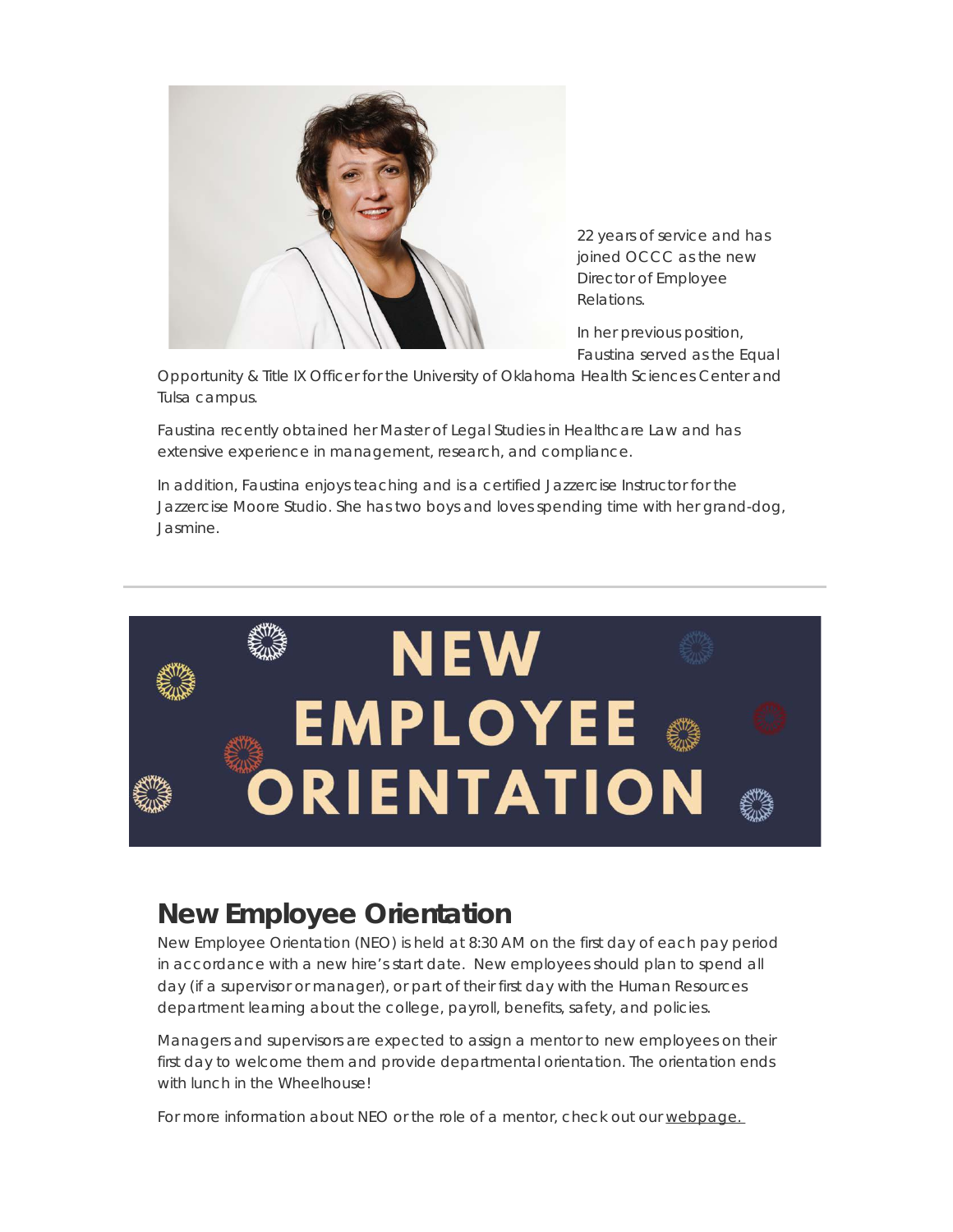22 years of service and has joined OCCC as the new Director of Employee Relations.

In her previous position, Faustina served as the Equal Opportunity & Title IX Officer for the University of Oklahoma Health Sciences Center and Tulsa campus.

Faustina recently obtained her Master of Legal Studies in Healthcare Law and has extensive experience in management, research, and compliance.

In addition, Faustina enjoys teaching and is a certified Jazzercise Instructor for the Jazzercise Moore Studio. She has two boys and loves spending time with her grand-dog, Jasmine.

---

NEW EMPLOYEE ORIENTATION

## New Employee Orientation

New Employee Orientation (NEO) is held at 8:30 AM on the first day of each pay period in accordance with a new hire's start date. New employees should plan to spend all day (if a supervisor or manager), or part of their first day with the Human Resources department learning about the college, payroll, benefits, safety, and policies.

Managers and supervisors are expected to assign a mentor to new employees on their first day to welcome them and provide departmental orientation. The orientation ends with lunch in the Wheelhouse!

For more information about NEO or the role of a mentor, check out our webpage.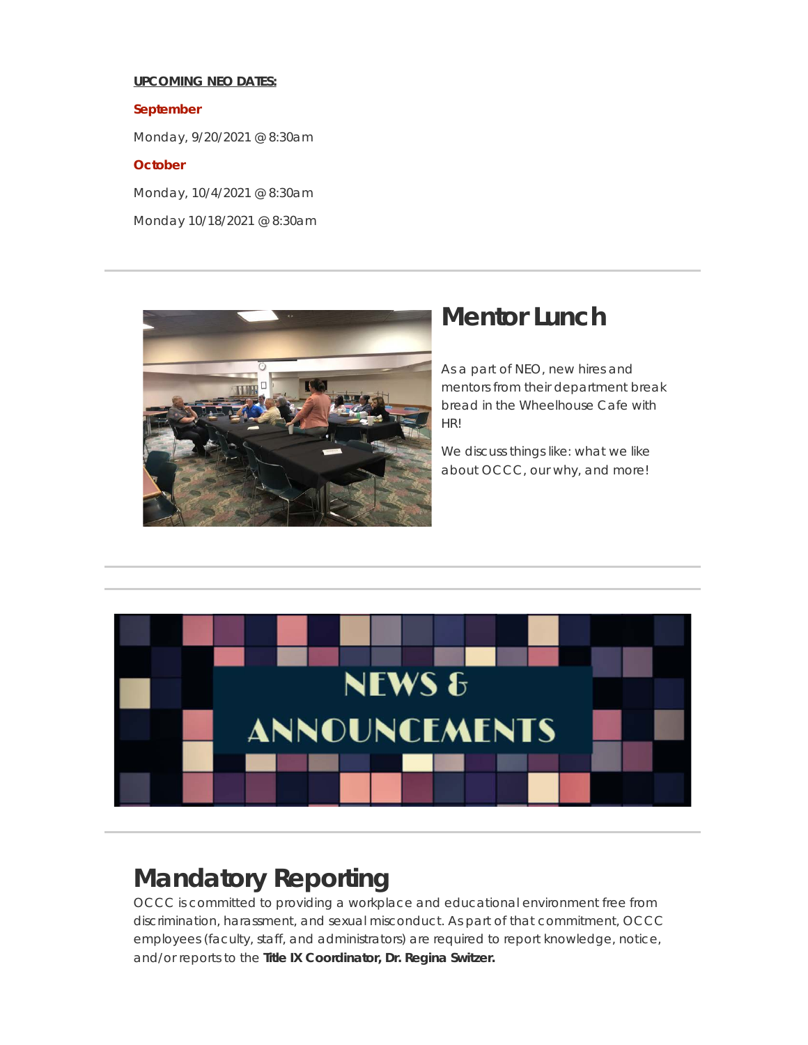**UPCOMING NEO DATES:**

**September**

Monday, 9/20/2021 @ 8:30am

**October**

Monday, 10/4/2021 @ 8:30am

Monday 10/18/2021 @ 8:30am

## Mentor Lunch

As a part of NEO, new hires and mentors from their department break bread in the Wheelhouse Cafe with HR!

We discuss things like: what we like about OCCC, our why, and more!

NEWS & ANNOUNCEMENTS

## Mandatory Reporting

OCCC is committed to providing a workplace and educational environment free from discrimination, harassment, and sexual misconduct. As part of that commitment, OCCC employees (faculty, staff, and administrators) are required to report knowledge, notice, and/or reports to the **Title IX Coordinator, Dr. Regina Switzer.**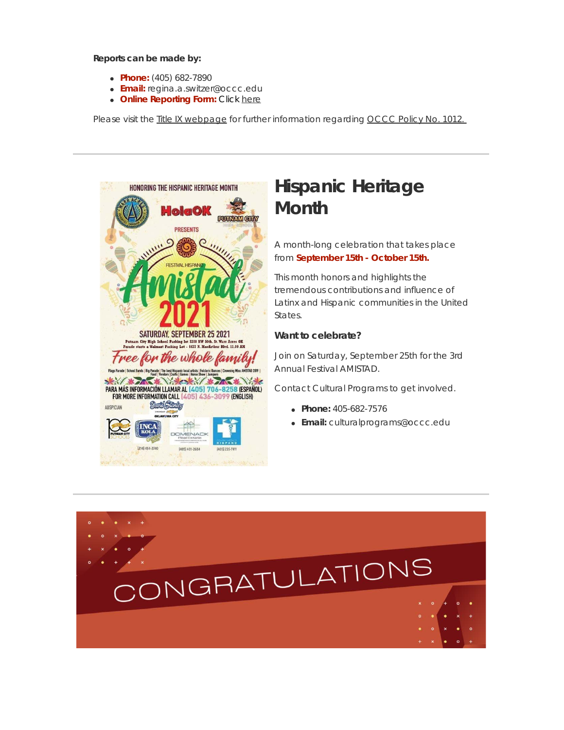**Reports can be made by:**

- **Phone:** (405) 682-7890
- **Email:** regina.a.switzer@occc.edu
- **Online Reporting Form:** Click here

Please visit the Title IX webpage for further information regarding OCCC Policy No. 1012.

---

## Hispanic Heritage Month

A month-long celebration that takes place from **September 15th - October 15th.**

This month honors and highlights the tremendous contributions and influence of Latinx and Hispanic communities in the United States.

**Want to celebrate?**

Join on Saturday, September 25th for the 3rd Annual Festival AMISTAD.

Contact Cultural Programs to get involved.

- **Phone:** 405-682-7576
- **Email:** culturalprograms@occc.edu

---

CONGRATULATIONS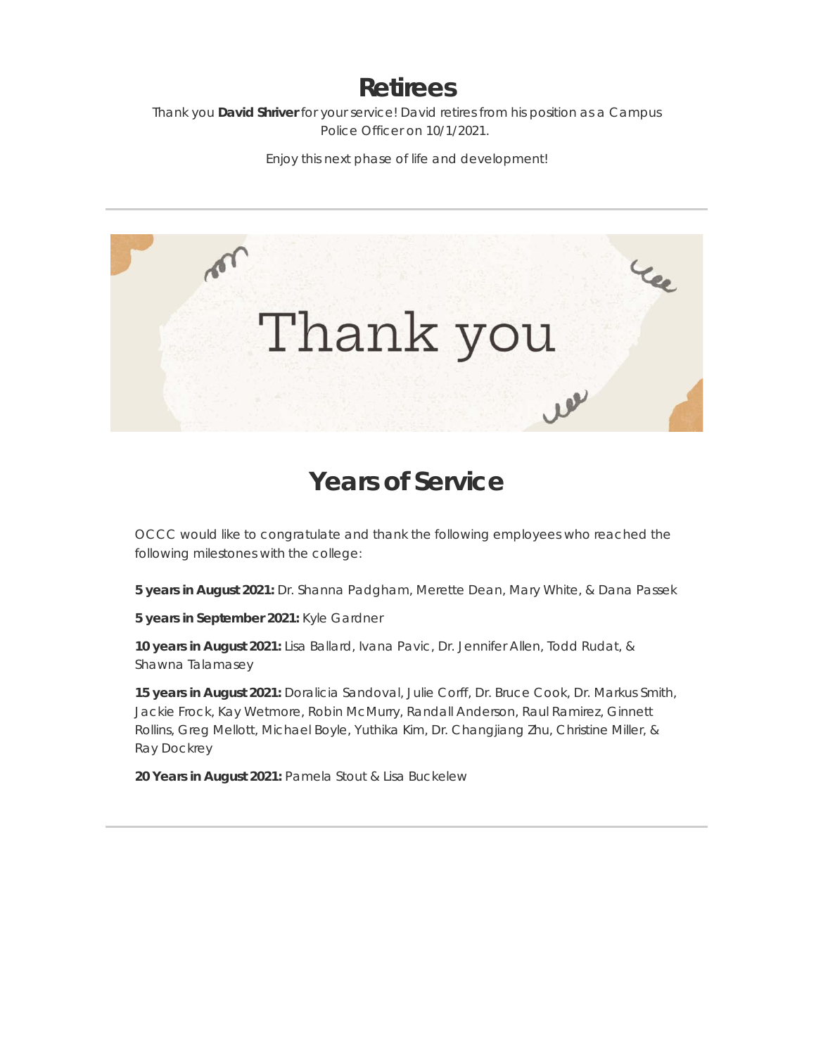# Retirees

Thank you **David Shriver** for your service! David retires from his position as a Campus Police Officer on 10/1/2021.

Enjoy this next phase of life and development!

---

Thank you

# Years of Service

OCCC would like to congratulate and thank the following employees who reached the following milestones with the college:

**5 years in August 2021:** Dr. Shanna Padgham, Merette Dean, Mary White, & Dana Passek

**5 years in September 2021:** Kyle Gardner

**10 years in August 2021:** Lisa Ballard, Ivana Pavic, Dr. Jennifer Allen, Todd Rudat, & Shawna Talamasey

**15 years in August 2021:** Doralicia Sandoval, Julie Corff, Dr. Bruce Cook, Dr. Markus Smith, Jackie Frock, Kay Wetmore, Robin McMurry, Randall Anderson, Raul Ramirez, Ginnett Rollins, Greg Mellott, Michael Boyle, Yuthika Kim, Dr. Changjiang Zhu, Christine Miller, & Ray Dockrey

**20 Years in August 2021:** Pamela Stout & Lisa Buckelew

---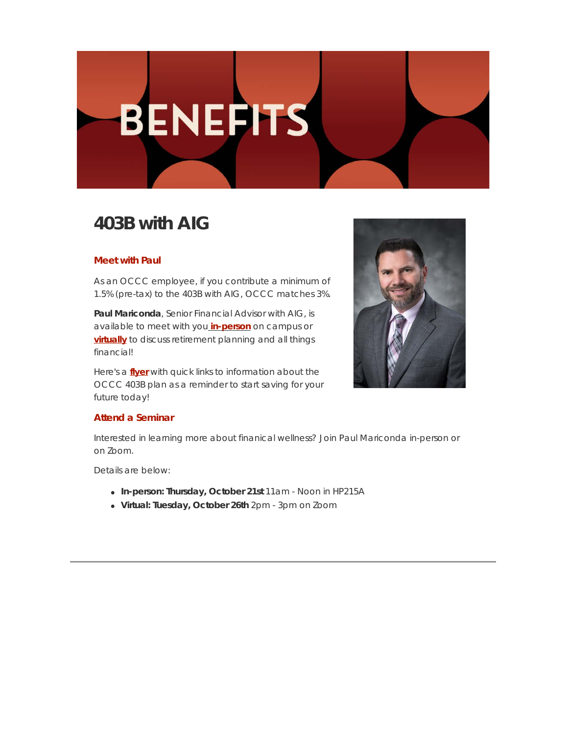# BENEFITS

## 403B with AIG

### Meet with Paul

As an OCCC employee, if you contribute a minimum of 1.5% (pre-tax) to the 403B with AIG, OCCC matches 3%.

**Paul Mariconda**, Senior Financial Advisor with AIG, is available to meet with you **in-person** on campus or **virtually** to discuss retirement planning and all things financial!

Here's a **flyer** with quick links to information about the OCCC 403B plan as a reminder to start saving for your future today!

### Attend a Seminar

Interested in learning more about finanical wellness? Join Paul Mariconda in-person or on Zoom.

Details are below:

- **In-person: Thursday, October 21st** 11am - Noon in HP215A
- **Virtual: Tuesday, October 26th** 2pm - 3pm on Zoom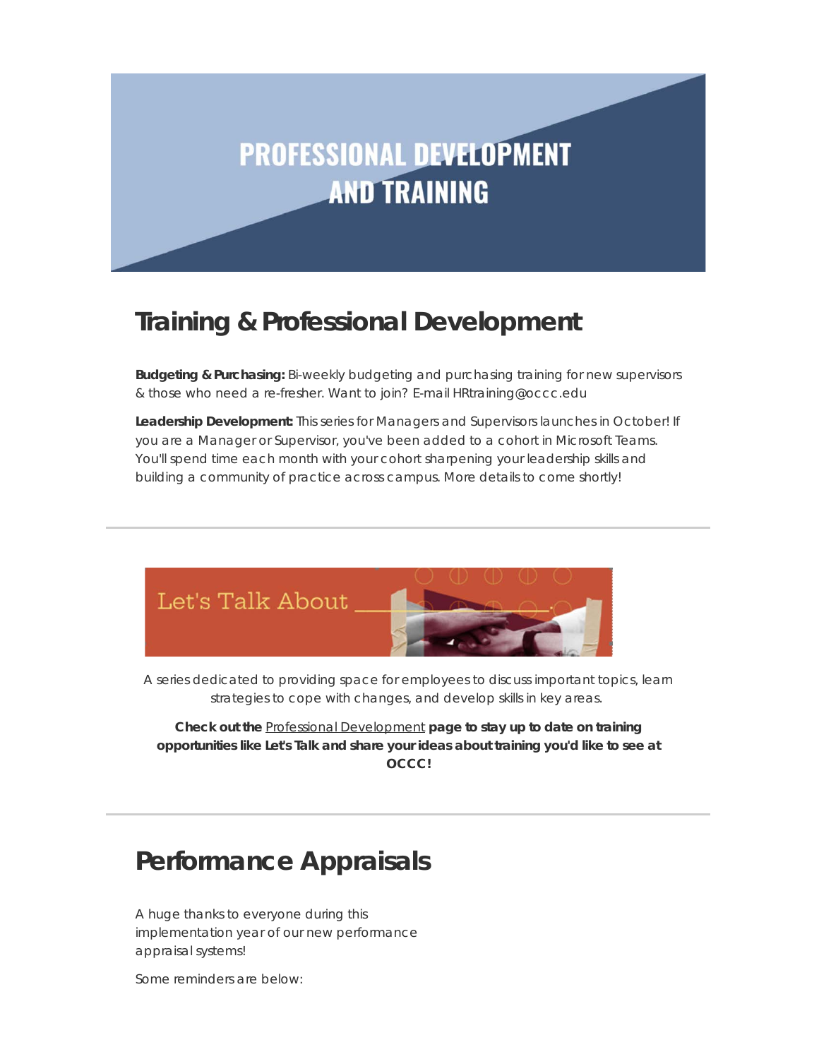PROFESSIONAL DEVELOPMENT AND TRAINING

## Training & Professional Development

**Budgeting & Purchasing:** Bi-weekly budgeting and purchasing training for new supervisors & those who need a re-fresher. Want to join? E-mail HRtraining@occc.edu

**Leadership Development:** This series for Managers and Supervisors launches in October! If you are a Manager or Supervisor, you've been added to a cohort in Microsoft Teams. You'll spend time each month with your cohort sharpening your leadership skills and building a community of practice across campus. More details to come shortly!

---

Let's Talk About

A series dedicated to providing space for employees to discuss important topics, learn strategies to cope with changes, and develop skills in key areas.

**Check out the** Professional Development **page to stay up to date on training opportunities like Let's Talk and share your ideas about training you'd like to see at OCCC!**

---

## Performance Appraisals

A huge thanks to everyone during this implementation year of our new performance appraisal systems!

Some reminders are below: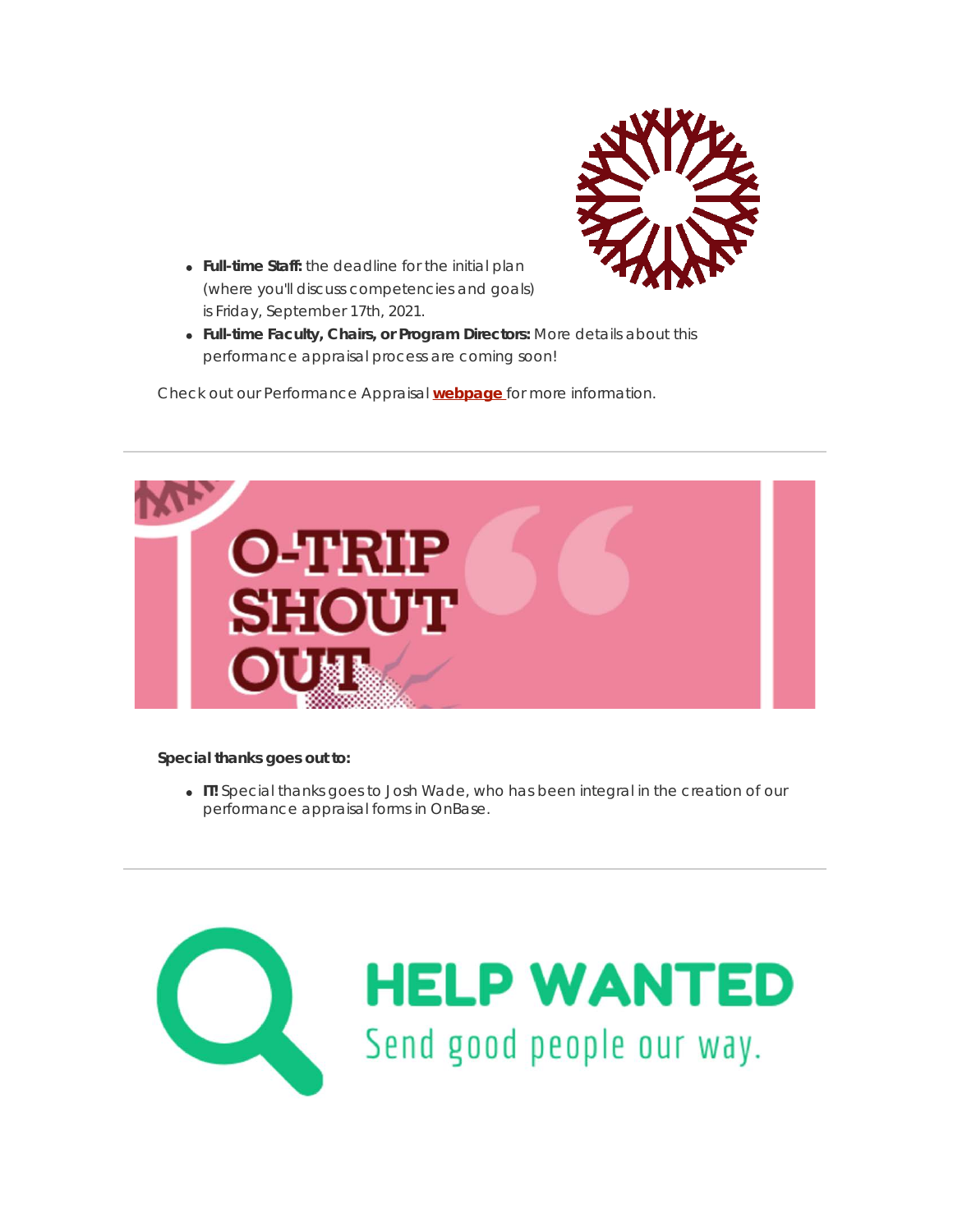- **Full-time Staff:** the deadline for the initial plan (where you'll discuss competencies and goals) is Friday, September 17th, 2021.
- **Full-time Faculty, Chairs, or Program Directors:** More details about this performance appraisal process are coming soon!

Check out our Performance Appraisal **webpage** for more information.

---

O-TRIP SHOUT OUT

**Special thanks goes out to:**

- **IT!** Special thanks goes to Josh Wade, who has been integral in the creation of our performance appraisal forms in OnBase.

---

HELP WANTED

Send good people our way.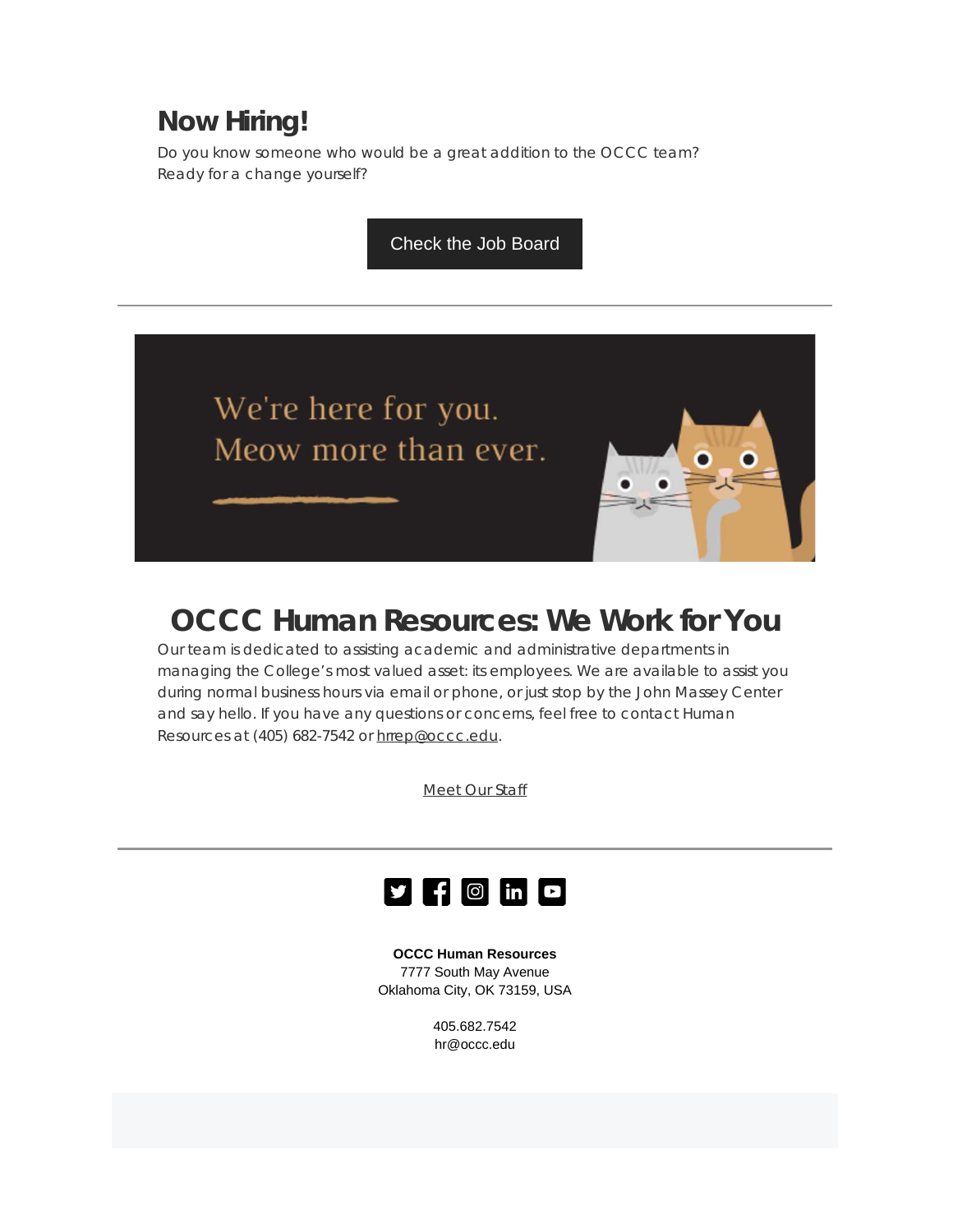## Now Hiring!

Do you know someone who would be a great addition to the OCCC team?
Ready for a change yourself?

Check the Job Board

---

We're here for you.
Meow more than ever.

## OCCC Human Resources: We Work for You

Our team is dedicated to assisting academic and administrative departments in managing the College's most valued asset: its employees. We are available to assist you during normal business hours via email or phone, or just stop by the John Massey Center and say hello. If you have any questions or concerns, feel free to contact Human Resources at (405) 682-7542 or hrrep@occc.edu.

Meet Our Staff

---

**OCCC Human Resources**
7777 South May Avenue
Oklahoma City, OK 73159, USA

405.682.7542
hr@occc.edu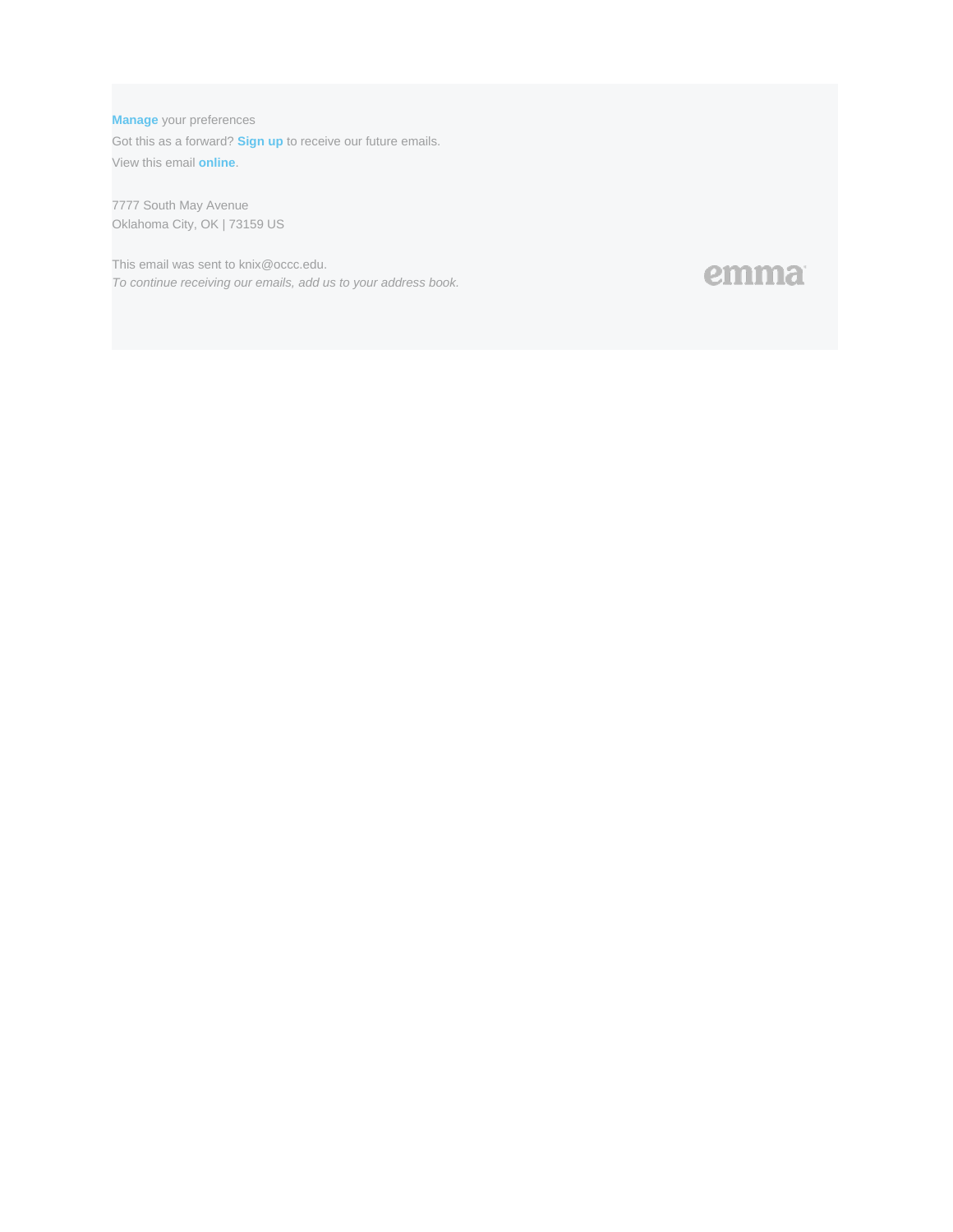**Manage** your preferences
Got this as a forward? **Sign up** to receive our future emails.
View this email **online**.

7777 South May Avenue
Oklahoma City, OK | 73159 US

This email was sent to knix@occc.edu.
*To continue receiving our emails, add us to your address book.*

emma